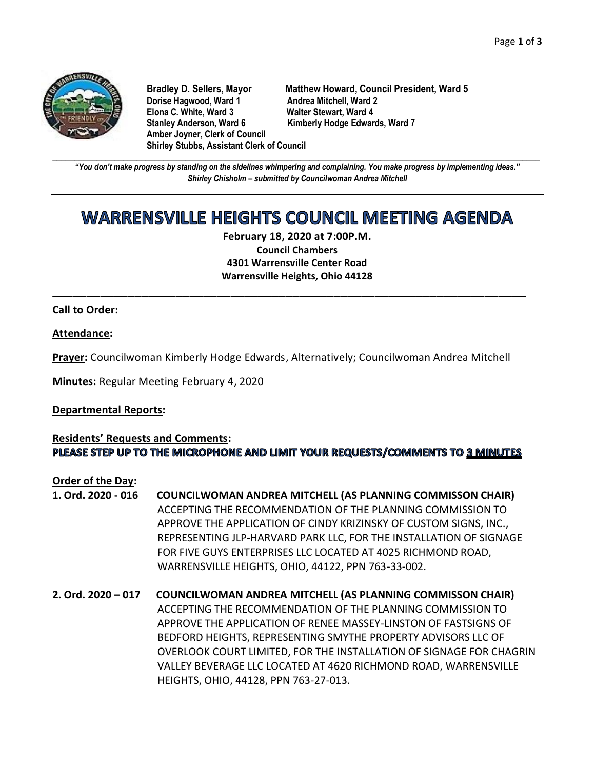**Bradley D. Sellers, Mayor** **Matthew Howard, Council President, Ward 5**
**Dorise Hagwood, Ward 1** **Andrea Mitchell, Ward 2**
**Elona C. White, Ward 3** **Walter Stewart, Ward 4**
**Stanley Anderson, Ward 6** **Kimberly Hodge Edwards, Ward 7**
**Amber Joyner, Clerk of Council**
**Shirley Stubbs, Assistant Clerk of Council**

***"You don't make progress by standing on the sidelines whimpering and complaining. You make progress by implementing ideas."***
***Shirley Chisholm – submitted by Councilwoman Andrea Mitchell***

# WARRENSVILLE HEIGHTS COUNCIL MEETING AGENDA

**February 18, 2020 at 7:00P.M.**
**Council Chambers**
**4301 Warrensville Center Road**
**Warrensville Heights, Ohio 44128**

---

**Call to Order:**

**Attendance:**

**Prayer:** Councilwoman Kimberly Hodge Edwards, Alternatively; Councilwoman Andrea Mitchell

**Minutes:** Regular Meeting February 4, 2020

**Departmental Reports:**

**Residents' Requests and Comments:**
**PLEASE STEP UP TO THE MICROPHONE AND LIMIT YOUR REQUESTS/COMMENTS TO 3 MINUTES**

**Order of the Day:**

**1. Ord. 2020 - 016** **COUNCILWOMAN ANDREA MITCHELL (AS PLANNING COMMISSON CHAIR)**
ACCEPTING THE RECOMMENDATION OF THE PLANNING COMMISSION TO APPROVE THE APPLICATION OF CINDY KRIZINSKY OF CUSTOM SIGNS, INC., REPRESENTING JLP-HARVARD PARK LLC, FOR THE INSTALLATION OF SIGNAGE FOR FIVE GUYS ENTERPRISES LLC LOCATED AT 4025 RICHMOND ROAD, WARRENSVILLE HEIGHTS, OHIO, 44122, PPN 763-33-002.

**2. Ord. 2020 – 017** **COUNCILWOMAN ANDREA MITCHELL (AS PLANNING COMMISSON CHAIR)**
ACCEPTING THE RECOMMENDATION OF THE PLANNING COMMISSION TO APPROVE THE APPLICATION OF RENEE MASSEY-LINSTON OF FASTSIGNS OF BEDFORD HEIGHTS, REPRESENTING SMYTHE PROPERTY ADVISORS LLC OF OVERLOOK COURT LIMITED, FOR THE INSTALLATION OF SIGNAGE FOR CHAGRIN VALLEY BEVERAGE LLC LOCATED AT 4620 RICHMOND ROAD, WARRENSVILLE HEIGHTS, OHIO, 44128, PPN 763-27-013.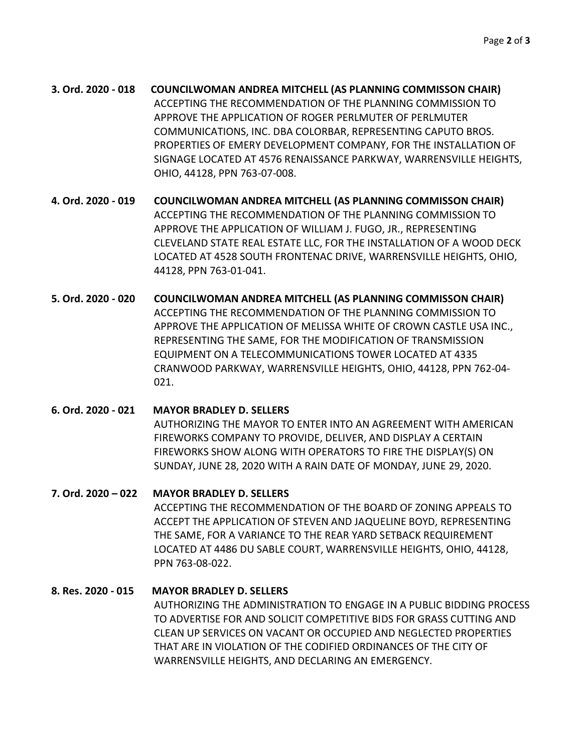**3. Ord. 2020 - 018 COUNCILWOMAN ANDREA MITCHELL (AS PLANNING COMMISSON CHAIR)**
ACCEPTING THE RECOMMENDATION OF THE PLANNING COMMISSION TO APPROVE THE APPLICATION OF ROGER PERLMUTER OF PERLMUTER COMMUNICATIONS, INC. DBA COLORBAR, REPRESENTING CAPUTO BROS. PROPERTIES OF EMERY DEVELOPMENT COMPANY, FOR THE INSTALLATION OF SIGNAGE LOCATED AT 4576 RENAISSANCE PARKWAY, WARRENSVILLE HEIGHTS, OHIO, 44128, PPN 763-07-008.

**4. Ord. 2020 - 019 COUNCILWOMAN ANDREA MITCHELL (AS PLANNING COMMISSON CHAIR)**
ACCEPTING THE RECOMMENDATION OF THE PLANNING COMMISSION TO APPROVE THE APPLICATION OF WILLIAM J. FUGO, JR., REPRESENTING CLEVELAND STATE REAL ESTATE LLC, FOR THE INSTALLATION OF A WOOD DECK LOCATED AT 4528 SOUTH FRONTENAC DRIVE, WARRENSVILLE HEIGHTS, OHIO, 44128, PPN 763-01-041.

**5. Ord. 2020 - 020 COUNCILWOMAN ANDREA MITCHELL (AS PLANNING COMMISSON CHAIR)**
ACCEPTING THE RECOMMENDATION OF THE PLANNING COMMISSION TO APPROVE THE APPLICATION OF MELISSA WHITE OF CROWN CASTLE USA INC., REPRESENTING THE SAME, FOR THE MODIFICATION OF TRANSMISSION EQUIPMENT ON A TELECOMMUNICATIONS TOWER LOCATED AT 4335 CRANWOOD PARKWAY, WARRENSVILLE HEIGHTS, OHIO, 44128, PPN 762-04-021.

**6. Ord. 2020 - 021 MAYOR BRADLEY D. SELLERS**
AUTHORIZING THE MAYOR TO ENTER INTO AN AGREEMENT WITH AMERICAN FIREWORKS COMPANY TO PROVIDE, DELIVER, AND DISPLAY A CERTAIN FIREWORKS SHOW ALONG WITH OPERATORS TO FIRE THE DISPLAY(S) ON SUNDAY, JUNE 28, 2020 WITH A RAIN DATE OF MONDAY, JUNE 29, 2020.

**7. Ord. 2020 – 022 MAYOR BRADLEY D. SELLERS**
ACCEPTING THE RECOMMENDATION OF THE BOARD OF ZONING APPEALS TO ACCEPT THE APPLICATION OF STEVEN AND JAQUELINE BOYD, REPRESENTING THE SAME, FOR A VARIANCE TO THE REAR YARD SETBACK REQUIREMENT LOCATED AT 4486 DU SABLE COURT, WARRENSVILLE HEIGHTS, OHIO, 44128, PPN 763-08-022.

**8. Res. 2020 - 015 MAYOR BRADLEY D. SELLERS**
AUTHORIZING THE ADMINISTRATION TO ENGAGE IN A PUBLIC BIDDING PROCESS TO ADVERTISE FOR AND SOLICIT COMPETITIVE BIDS FOR GRASS CUTTING AND CLEAN UP SERVICES ON VACANT OR OCCUPIED AND NEGLECTED PROPERTIES THAT ARE IN VIOLATION OF THE CODIFIED ORDINANCES OF THE CITY OF WARRENSVILLE HEIGHTS, AND DECLARING AN EMERGENCY.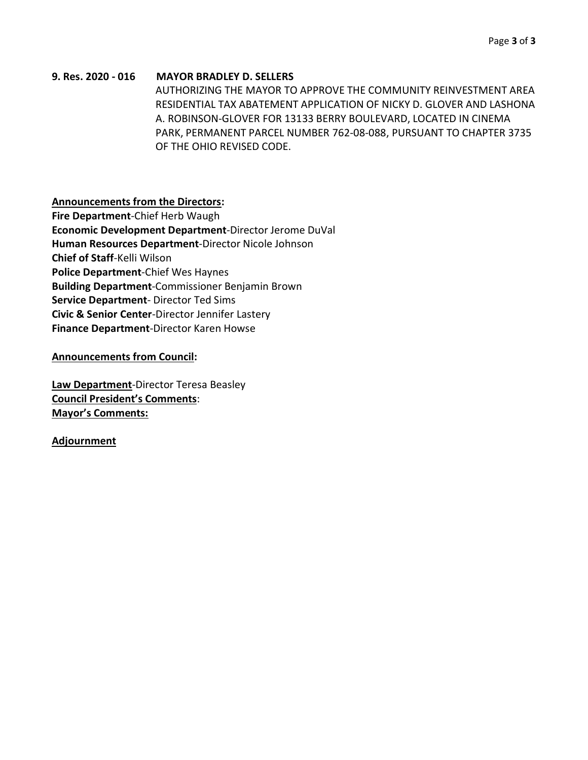**9. Res. 2020 - 016 MAYOR BRADLEY D. SELLERS**

AUTHORIZING THE MAYOR TO APPROVE THE COMMUNITY REINVESTMENT AREA RESIDENTIAL TAX ABATEMENT APPLICATION OF NICKY D. GLOVER AND LASHONA A. ROBINSON-GLOVER FOR 13133 BERRY BOULEVARD, LOCATED IN CINEMA PARK, PERMANENT PARCEL NUMBER 762-08-088, PURSUANT TO CHAPTER 3735 OF THE OHIO REVISED CODE.

**Announcements from the Directors:**

**Fire Department**-Chief Herb Waugh
**Economic Development Department**-Director Jerome DuVal
**Human Resources Department**-Director Nicole Johnson
**Chief of Staff**-Kelli Wilson
**Police Department**-Chief Wes Haynes
**Building Department**-Commissioner Benjamin Brown
**Service Department**- Director Ted Sims
**Civic & Senior Center**-Director Jennifer Lastery
**Finance Department**-Director Karen Howse

**Announcements from Council:**

**Law Department**-Director Teresa Beasley
**Council President's Comments**:
**Mayor's Comments:**

**Adjournment**